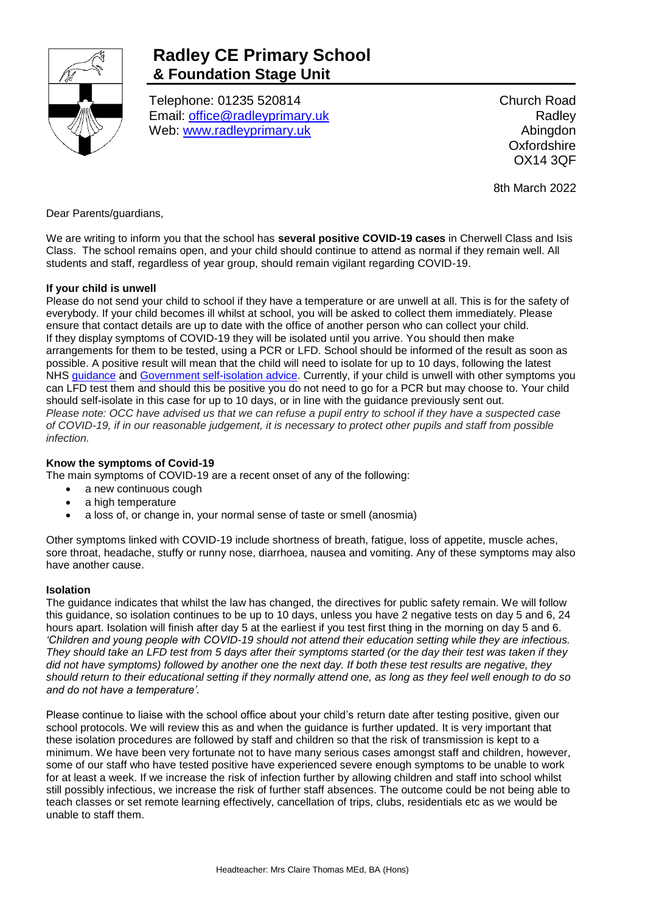# Radley CE Primary School
## & Foundation Stage Unit

Telephone: 01235 520814
Email: office@radleyprimary.uk
Web: www.radleyprimary.uk

Church Road
Radley
Abingdon
Oxfordshire
OX14 3QF

8th March 2022

Dear Parents/guardians,

We are writing to inform you that the school has **several positive COVID-19 cases** in Cherwell Class and Isis Class. The school remains open, and your child should continue to attend as normal if they remain well. All students and staff, regardless of year group, should remain vigilant regarding COVID-19.

**If your child is unwell**

Please do not send your child to school if they have a temperature or are unwell at all. This is for the safety of everybody. If your child becomes ill whilst at school, you will be asked to collect them immediately. Please ensure that contact details are up to date with the office of another person who can collect your child. If they display symptoms of COVID-19 they will be isolated until you arrive. You should then make arrangements for them to be tested, using a PCR or LFD. School should be informed of the result as soon as possible. A positive result will mean that the child will need to isolate for up to 10 days, following the latest NHS guidance and Government self-isolation advice. Currently, if your child is unwell with other symptoms you can LFD test them and should this be positive you do not need to go for a PCR but may choose to. Your child should self-isolate in this case for up to 10 days, or in line with the guidance previously sent out.
*Please note: OCC have advised us that we can refuse a pupil entry to school if they have a suspected case of COVID-19, if in our reasonable judgement, it is necessary to protect other pupils and staff from possible infection.*

**Know the symptoms of Covid-19**

The main symptoms of COVID-19 are a recent onset of any of the following:

- a new continuous cough
- a high temperature
- a loss of, or change in, your normal sense of taste or smell (anosmia)

Other symptoms linked with COVID-19 include shortness of breath, fatigue, loss of appetite, muscle aches, sore throat, headache, stuffy or runny nose, diarrhoea, nausea and vomiting. Any of these symptoms may also have another cause.

**Isolation**

The guidance indicates that whilst the law has changed, the directives for public safety remain. We will follow this guidance, so isolation continues to be up to 10 days, unless you have 2 negative tests on day 5 and 6, 24 hours apart. Isolation will finish after day 5 at the earliest if you test first thing in the morning on day 5 and 6. *'Children and young people with COVID-19 should not attend their education setting while they are infectious. They should take an LFD test from 5 days after their symptoms started (or the day their test was taken if they did not have symptoms) followed by another one the next day. If both these test results are negative, they should return to their educational setting if they normally attend one, as long as they feel well enough to do so and do not have a temperature'.*

Please continue to liaise with the school office about your child's return date after testing positive, given our school protocols. We will review this as and when the guidance is further updated. It is very important that these isolation procedures are followed by staff and children so that the risk of transmission is kept to a minimum. We have been very fortunate not to have many serious cases amongst staff and children, however, some of our staff who have tested positive have experienced severe enough symptoms to be unable to work for at least a week. If we increase the risk of infection further by allowing children and staff into school whilst still possibly infectious, we increase the risk of further staff absences. The outcome could be not being able to teach classes or set remote learning effectively, cancellation of trips, clubs, residentials etc as we would be unable to staff them.

Headteacher: Mrs Claire Thomas MEd, BA (Hons)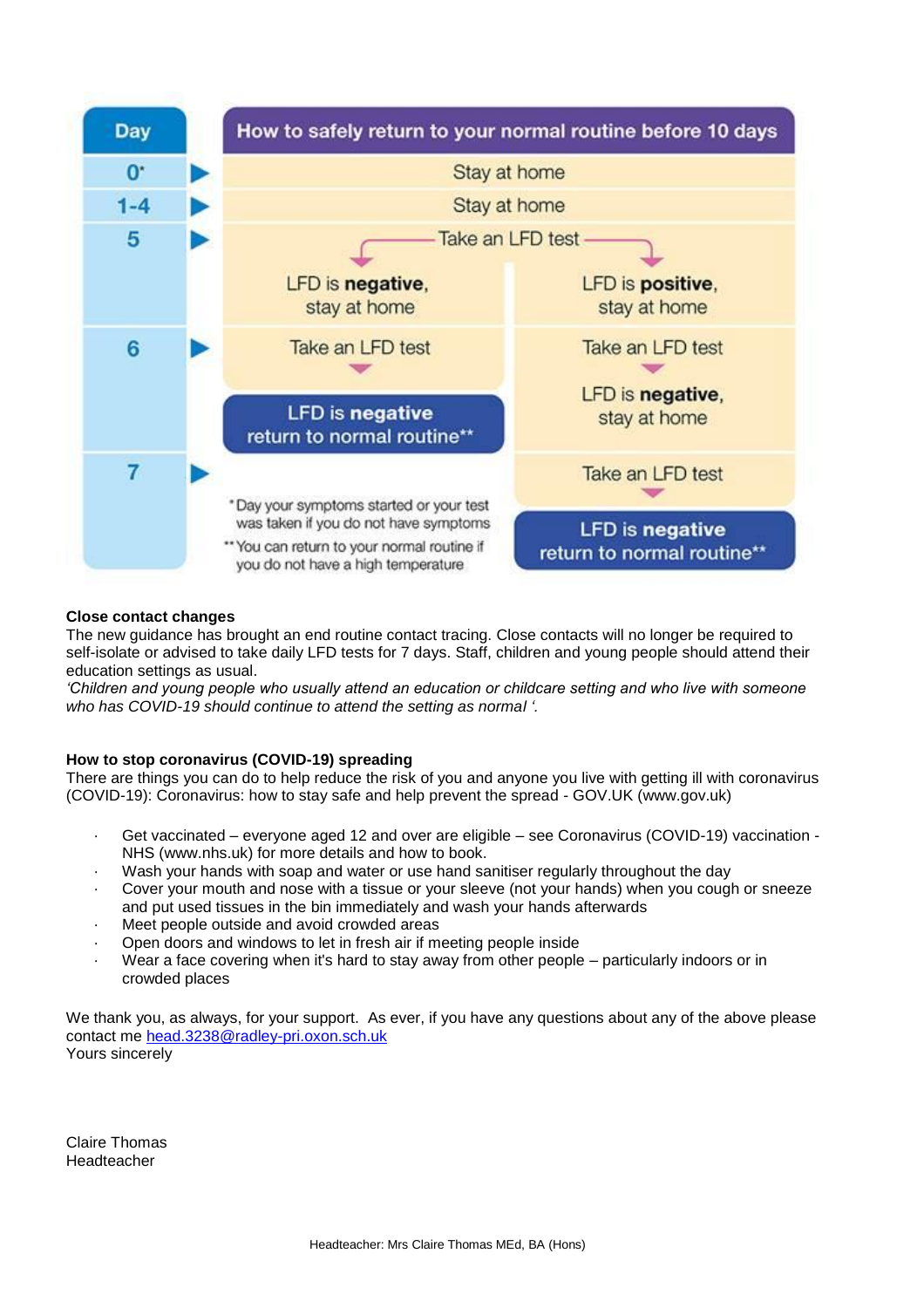| Day | How to safely return to your normal routine before 10 days | |
|---|---|---|
| 0* | Stay at home | |
| 1-4 | Stay at home | |
| 5 | Take an LFD test | |
| | LFD is **negative**, stay at home | LFD is **positive**, stay at home |
| 6 | Take an LFD test | Take an LFD test |
| | **LFD is negative return to normal routine**** | LFD is **negative**, stay at home |
| 7 | | Take an LFD test |
| | | **LFD is negative return to normal routine**** |

*Day your symptoms started or your test was taken if you do not have symptoms

**You can return to your normal routine if you do not have a high temperature

**Close contact changes**
The new guidance has brought an end routine contact tracing. Close contacts will no longer be required to self-isolate or advised to take daily LFD tests for 7 days. Staff, children and young people should attend their education settings as usual.
*'Children and young people who usually attend an education or childcare setting and who live with someone who has COVID-19 should continue to attend the setting as normal '.*

**How to stop coronavirus (COVID-19) spreading**
There are things you can do to help reduce the risk of you and anyone you live with getting ill with coronavirus (COVID-19): Coronavirus: how to stay safe and help prevent the spread - GOV.UK (www.gov.uk)

- Get vaccinated – everyone aged 12 and over are eligible – see Coronavirus (COVID-19) vaccination - NHS (www.nhs.uk) for more details and how to book.
- Wash your hands with soap and water or use hand sanitiser regularly throughout the day
- Cover your mouth and nose with a tissue or your sleeve (not your hands) when you cough or sneeze and put used tissues in the bin immediately and wash your hands afterwards
- Meet people outside and avoid crowded areas
- Open doors and windows to let in fresh air if meeting people inside
- Wear a face covering when it's hard to stay away from other people – particularly indoors or in crowded places

We thank you, as always, for your support. As ever, if you have any questions about any of the above please contact me head.3238@radley-pri.oxon.sch.uk
Yours sincerely

Claire Thomas
Headteacher

Headteacher: Mrs Claire Thomas MEd, BA (Hons)